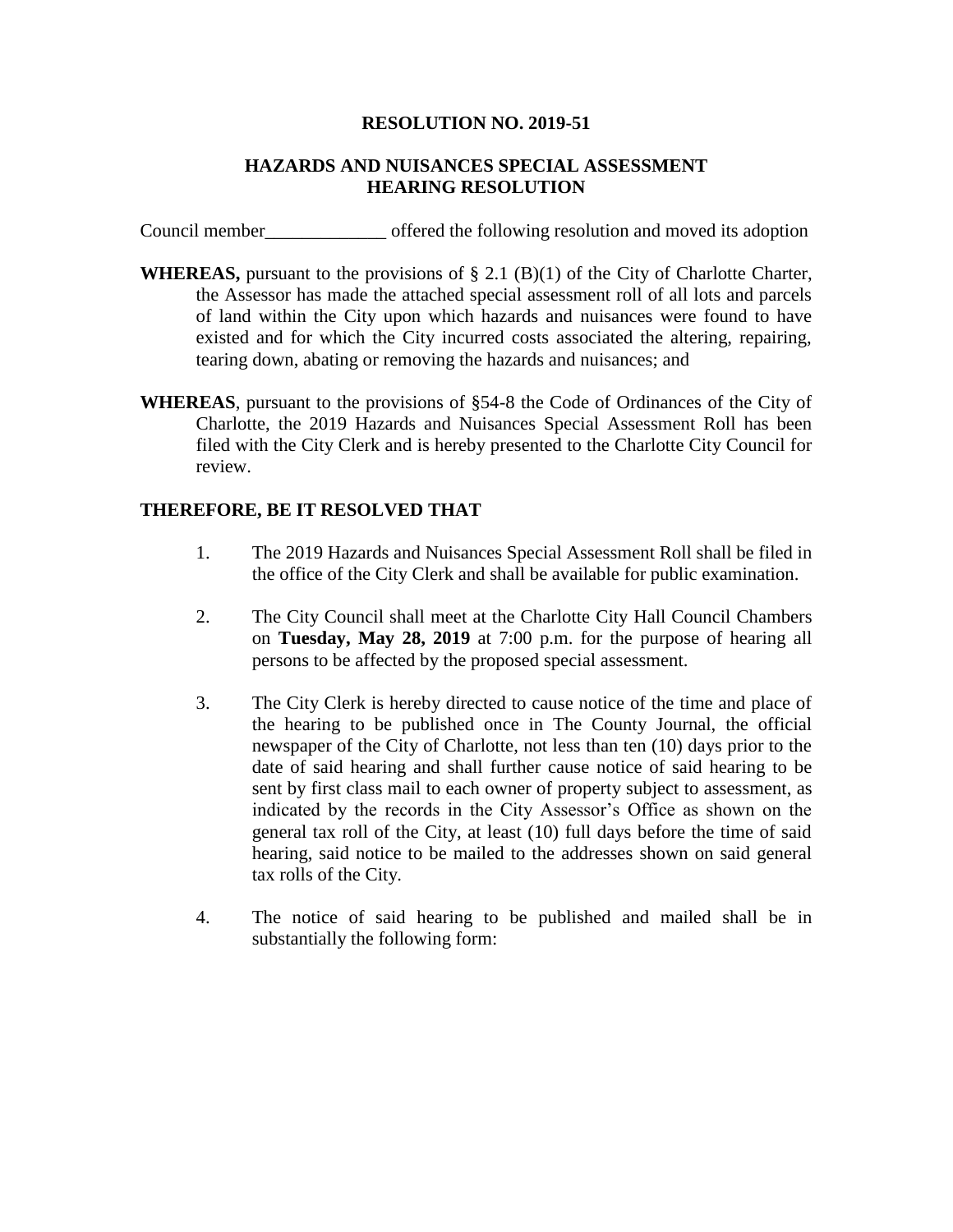**RESOLUTION NO. 2019-51**

**HAZARDS AND NUISANCES SPECIAL ASSESSMENT HEARING RESOLUTION**

Council member_____________ offered the following resolution and moved its adoption

**WHEREAS,** pursuant to the provisions of § 2.1 (B)(1) of the City of Charlotte Charter, the Assessor has made the attached special assessment roll of all lots and parcels of land within the City upon which hazards and nuisances were found to have existed and for which the City incurred costs associated the altering, repairing, tearing down, abating or removing the hazards and nuisances; and

**WHEREAS**, pursuant to the provisions of §54-8 the Code of Ordinances of the City of Charlotte, the 2019 Hazards and Nuisances Special Assessment Roll has been filed with the City Clerk and is hereby presented to the Charlotte City Council for review.

**THEREFORE, BE IT RESOLVED THAT**

1. The 2019 Hazards and Nuisances Special Assessment Roll shall be filed in the office of the City Clerk and shall be available for public examination.

2. The City Council shall meet at the Charlotte City Hall Council Chambers on **Tuesday, May 28, 2019** at 7:00 p.m. for the purpose of hearing all persons to be affected by the proposed special assessment.

3. The City Clerk is hereby directed to cause notice of the time and place of the hearing to be published once in The County Journal, the official newspaper of the City of Charlotte, not less than ten (10) days prior to the date of said hearing and shall further cause notice of said hearing to be sent by first class mail to each owner of property subject to assessment, as indicated by the records in the City Assessor's Office as shown on the general tax roll of the City, at least (10) full days before the time of said hearing, said notice to be mailed to the addresses shown on said general tax rolls of the City.

4. The notice of said hearing to be published and mailed shall be in substantially the following form: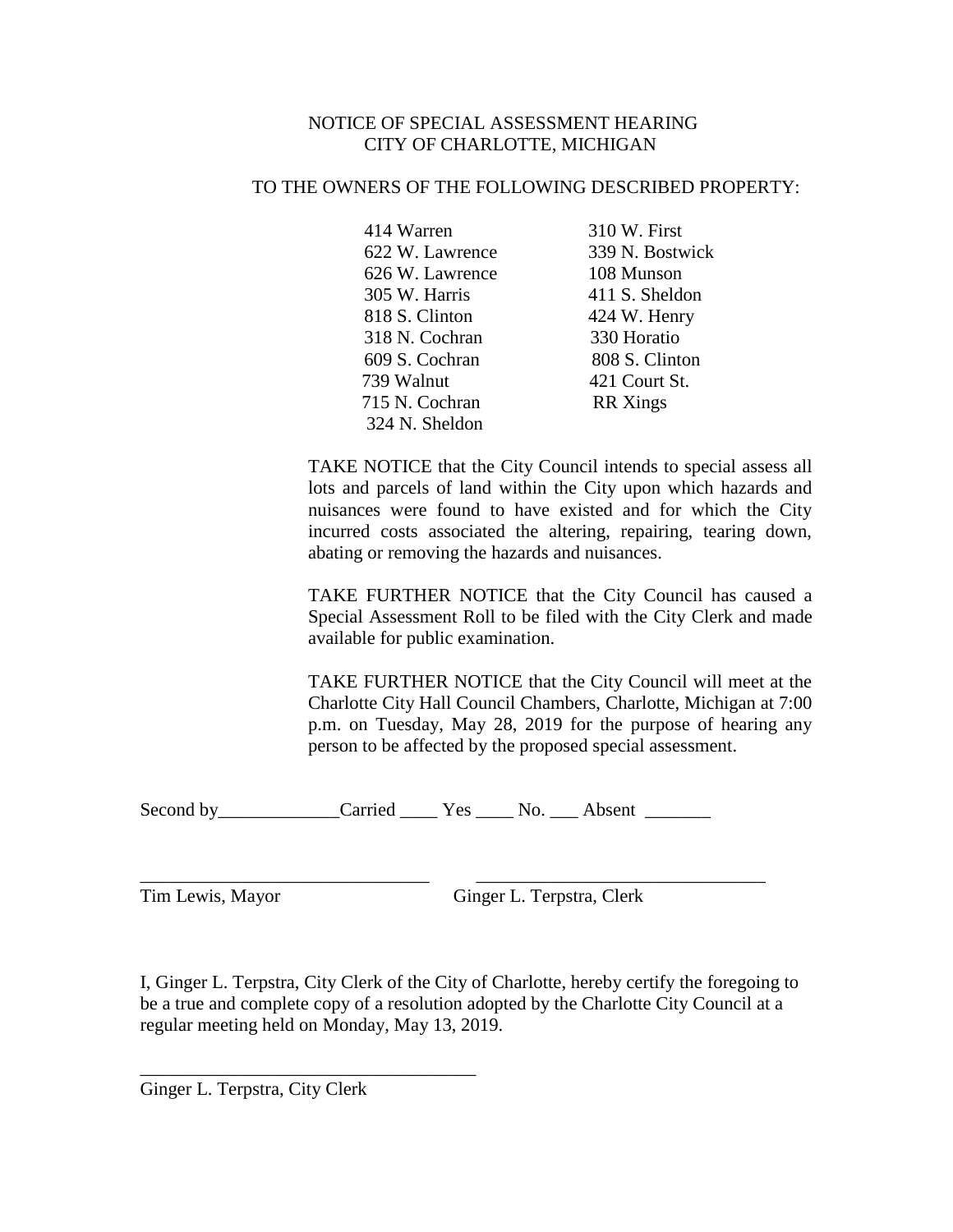NOTICE OF SPECIAL ASSESSMENT HEARING
CITY OF CHARLOTTE, MICHIGAN

TO THE OWNERS OF THE FOLLOWING DESCRIBED PROPERTY:

| | |
|---|---|
| 414 Warren | 310 W. First |
| 622 W. Lawrence | 339 N. Bostwick |
| 626 W. Lawrence | 108 Munson |
| 305 W. Harris | 411 S. Sheldon |
| 818 S. Clinton | 424 W. Henry |
| 318 N. Cochran | 330 Horatio |
| 609 S. Cochran | 808 S. Clinton |
| 739 Walnut | 421 Court St. |
| 715 N. Cochran | RR Xings |
| 324 N. Sheldon | |

TAKE NOTICE that the City Council intends to special assess all lots and parcels of land within the City upon which hazards and nuisances were found to have existed and for which the City incurred costs associated the altering, repairing, tearing down, abating or removing the hazards and nuisances.

TAKE FURTHER NOTICE that the City Council has caused a Special Assessment Roll to be filed with the City Clerk and made available for public examination.

TAKE FURTHER NOTICE that the City Council will meet at the Charlotte City Hall Council Chambers, Charlotte, Michigan at 7:00 p.m. on Tuesday, May 28, 2019 for the purpose of hearing any person to be affected by the proposed special assessment.

Second by_____________Carried ____ Yes ____ No. ___ Absent _______

_______________________________ _______________________________
Tim Lewis, Mayor Ginger L. Terpstra, Clerk

I, Ginger L. Terpstra, City Clerk of the City of Charlotte, hereby certify the foregoing to be a true and complete copy of a resolution adopted by the Charlotte City Council at a regular meeting held on Monday, May 13, 2019.

____________________________________
Ginger L. Terpstra, City Clerk